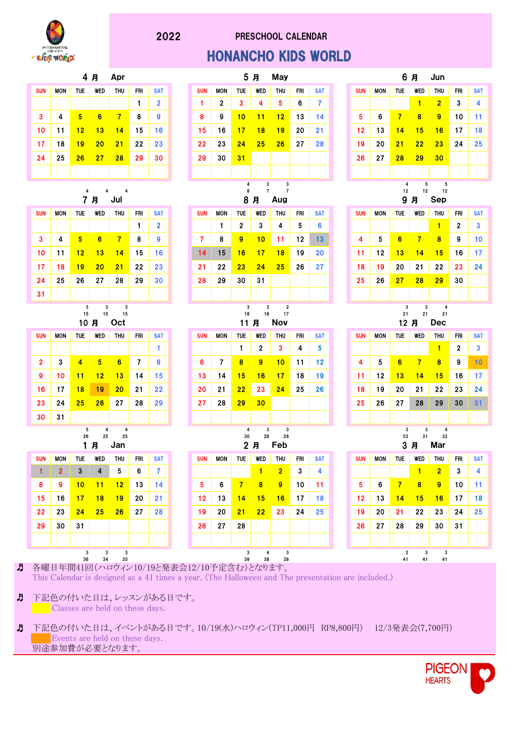# 2022 PRESCHOOL CALENDAR

## HONANCHO KIDS WORLD

### 4月 Apr

| SUN | MON | TUE | WED | THU | FRI | SAT |
|---|---|---|---|---|---|---|
| | | | | | 1 | 2 |
| 3 | 4 | 5 | 6 | 7 | 8 | 9 |
| 10 | 11 | 12 | 13 | 14 | 15 | 16 |
| 17 | 18 | 19 | 20 | 21 | 22 | 23 |
| 24 | 25 | 26 | 27 | 28 | 29 | 30 |

4 4 4

### 5月 May

| SUN | MON | TUE | WED | THU | FRI | SAT |
|---|---|---|---|---|---|---|
| 1 | 2 | 3 | 4 | 5 | 6 | 7 |
| 8 | 9 | 10 | 11 | 12 | 13 | 14 |
| 15 | 16 | 17 | 18 | 19 | 20 | 21 |
| 22 | 23 | 24 | 25 | 26 | 27 | 28 |
| 29 | 30 | 31 | | | | |

4 3 3 / 8 7 7

### 6月 Jun

| SUN | MON | TUE | WED | THU | FRI | SAT |
|---|---|---|---|---|---|---|
| | | | 1 | 2 | 3 | 4 |
| 5 | 6 | 7 | 8 | 9 | 10 | 11 |
| 12 | 13 | 14 | 15 | 16 | 17 | 18 |
| 19 | 20 | 21 | 22 | 23 | 24 | 25 |
| 26 | 27 | 28 | 29 | 30 | | |

4 5 5 / 12 12 12

### 7月 Jul

| SUN | MON | TUE | WED | THU | FRI | SAT |
|---|---|---|---|---|---|---|
| | | | | | 1 | 2 |
| 3 | 4 | 5 | 6 | 7 | 8 | 9 |
| 10 | 11 | 12 | 13 | 14 | 15 | 16 |
| 17 | 18 | 19 | 20 | 21 | 22 | 23 |
| 24 | 25 | 26 | 27 | 28 | 29 | 30 |
| 31 | | | | | | |

3 3 3 / 15 15 15

### 8月 Aug

| SUN | MON | TUE | WED | THU | FRI | SAT |
|---|---|---|---|---|---|---|
| | 1 | 2 | 3 | 4 | 5 | 6 |
| 7 | 8 | 9 | 10 | 11 | 12 | 13 |
| 14 | 15 | 16 | 17 | 18 | 19 | 20 |
| 21 | 22 | 23 | 24 | 25 | 26 | 27 |
| 28 | 29 | 30 | 31 | | | |

3 3 2 / 18 18 17

### 9月 Sep

| SUN | MON | TUE | WED | THU | FRI | SAT |
|---|---|---|---|---|---|---|
| | | | | 1 | 2 | 3 |
| 4 | 5 | 6 | 7 | 8 | 9 | 10 |
| 11 | 12 | 13 | 14 | 15 | 16 | 17 |
| 18 | 19 | 20 | 21 | 22 | 23 | 24 |
| 25 | 26 | 27 | 28 | 29 | 30 | |

3 3 4 / 21 21 21

### 10月 Oct

| SUN | MON | TUE | WED | THU | FRI | SAT |
|---|---|---|---|---|---|---|
| | | | | | | 1 |
| 2 | 3 | 4 | 5 | 6 | 7 | 8 |
| 9 | 10 | 11 | 12 | 13 | 14 | 15 |
| 16 | 17 | 18 | 19 | 20 | 21 | 22 |
| 23 | 24 | 25 | 26 | 27 | 28 | 29 |
| 30 | 31 | | | | | |

5 4 4 / 26 25 25

### 11月 Nov

| SUN | MON | TUE | WED | THU | FRI | SAT |
|---|---|---|---|---|---|---|
| | | 1 | 2 | 3 | 4 | 5 |
| 6 | 7 | 8 | 9 | 10 | 11 | 12 |
| 13 | 14 | 15 | 16 | 17 | 18 | 19 |
| 20 | 21 | 22 | 23 | 24 | 25 | 26 |
| 27 | 28 | 29 | 30 | | | |

4 3 3 / 30 28 28

### 12月 Dec

| SUN | MON | TUE | WED | THU | FRI | SAT |
|---|---|---|---|---|---|---|
| | | | | 1 | 2 | 3 |
| 4 | 5 | 6 | 7 | 8 | 9 | 10 |
| 11 | 12 | 13 | 14 | 15 | 16 | 17 |
| 18 | 19 | 20 | 21 | 22 | 23 | 24 |
| 25 | 26 | 27 | 28 | 29 | 30 | 31 |

3 3 4 / 33 31 32

### 1月 Jan

| SUN | MON | TUE | WED | THU | FRI | SAT |
|---|---|---|---|---|---|---|
| 1 | 2 | 3 | 4 | 5 | 6 | 7 |
| 8 | 9 | 10 | 11 | 12 | 13 | 14 |
| 15 | 16 | 17 | 18 | 19 | 20 | 21 |
| 22 | 23 | 24 | 25 | 26 | 27 | 28 |
| 29 | 30 | 31 | | | | |

3 3 3 / 36 34 35

### 2月 Feb

| SUN | MON | TUE | WED | THU | FRI | SAT |
|---|---|---|---|---|---|---|
| | | | 1 | 2 | 3 | 4 |
| 5 | 6 | 7 | 8 | 9 | 10 | 11 |
| 12 | 13 | 14 | 15 | 16 | 17 | 18 |
| 19 | 20 | 21 | 22 | 23 | 24 | 25 |
| 26 | 27 | 28 | | | | |

3 4 3 / 39 38 38

### 3月 Mar

| SUN | MON | TUE | WED | THU | FRI | SAT |
|---|---|---|---|---|---|---|
| | | | 1 | 2 | 3 | 4 |
| 5 | 6 | 7 | 8 | 9 | 10 | 11 |
| 12 | 13 | 14 | 15 | 16 | 17 | 18 |
| 19 | 20 | 21 | 22 | 23 | 24 | 25 |
| 26 | 27 | 28 | 29 | 30 | 31 | |

2 3 3 / 41 41 41

♬ 各曜日年間41回(ハロウィン10/19と発表会12/10予定含む)となります。
This Calendar is designed as a 41 times a year. (The Halloween and The presentation are included.)

♬ 下記色の付いた日は、レッスンがある日です。
Classes are held on these days.

♬ 下記色の付いた日は、イベントがある日です。10/19(水)ハロウィン(TP11,000円 RP8,800円)　12/3発表会(7,700円)
Events are held on these days.
別途参加費が必要となります。

PIGEON HEARTS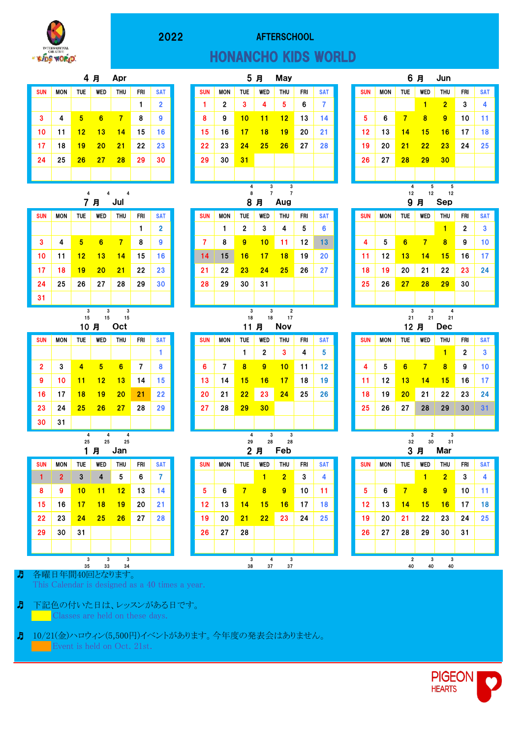# 2022 AFTERSCHOOL

## HONANCHO KIDS WORLD

### 4 月 Apr

| SUN | MON | TUE | WED | THU | FRI | SAT |
|---|---|---|---|---|---|---|
| | | | | | 1 | 2 |
| 3 | 4 | 5 | 6 | 7 | 8 | 9 |
| 10 | 11 | 12 | 13 | 14 | 15 | 16 |
| 17 | 18 | 19 | 20 | 21 | 22 | 23 |
| 24 | 25 | 26 | 27 | 28 | 29 | 30 |

4 4 4

### 5 月 May

| SUN | MON | TUE | WED | THU | FRI | SAT |
|---|---|---|---|---|---|---|
| 1 | 2 | 3 | 4 | 5 | 6 | 7 |
| 8 | 9 | 10 | 11 | 12 | 13 | 14 |
| 15 | 16 | 17 | 18 | 19 | 20 | 21 |
| 22 | 23 | 24 | 25 | 26 | 27 | 28 |
| 29 | 30 | 31 | | | | |

4 3 3
8 7 7

### 6 月 Jun

| SUN | MON | TUE | WED | THU | FRI | SAT |
|---|---|---|---|---|---|---|
| | | | 1 | 2 | 3 | 4 |
| 5 | 6 | 7 | 8 | 9 | 10 | 11 |
| 12 | 13 | 14 | 15 | 16 | 17 | 18 |
| 19 | 20 | 21 | 22 | 23 | 24 | 25 |
| 26 | 27 | 28 | 29 | 30 | | |

4 5 5
12 12 12

### 7 月 Jul

| SUN | MON | TUE | WED | THU | FRI | SAT |
|---|---|---|---|---|---|---|
| | | | | | 1 | 2 |
| 3 | 4 | 5 | 6 | 7 | 8 | 9 |
| 10 | 11 | 12 | 13 | 14 | 15 | 16 |
| 17 | 18 | 19 | 20 | 21 | 22 | 23 |
| 24 | 25 | 26 | 27 | 28 | 29 | 30 |
| 31 | | | | | | |

3 3 3
15 15 15

### 8 月 Aug

| SUN | MON | TUE | WED | THU | FRI | SAT |
|---|---|---|---|---|---|---|
| | 1 | 2 | 3 | 4 | 5 | 6 |
| 7 | 8 | 9 | 10 | 11 | 12 | 13 |
| 14 | 15 | 16 | 17 | 18 | 19 | 20 |
| 21 | 22 | 23 | 24 | 25 | 26 | 27 |
| 28 | 29 | 30 | 31 | | | |

3 3 2
18 18 17

### 9 月 Sep

| SUN | MON | TUE | WED | THU | FRI | SAT |
|---|---|---|---|---|---|---|
| | | | | 1 | 2 | 3 |
| 4 | 5 | 6 | 7 | 8 | 9 | 10 |
| 11 | 12 | 13 | 14 | 15 | 16 | 17 |
| 18 | 19 | 20 | 21 | 22 | 23 | 24 |
| 25 | 26 | 27 | 28 | 29 | 30 | |

3 3 4
21 21 21

### 10 月 Oct

| SUN | MON | TUE | WED | THU | FRI | SAT |
|---|---|---|---|---|---|---|
| | | | | | | 1 |
| 2 | 3 | 4 | 5 | 6 | 7 | 8 |
| 9 | 10 | 11 | 12 | 13 | 14 | 15 |
| 16 | 17 | 18 | 19 | 20 | 21 | 22 |
| 23 | 24 | 25 | 26 | 27 | 28 | 29 |
| 30 | 31 | | | | | |

4 4 4
25 25 25

### 11 月 Nov

| SUN | MON | TUE | WED | THU | FRI | SAT |
|---|---|---|---|---|---|---|
| | | 1 | 2 | 3 | 4 | 5 |
| 6 | 7 | 8 | 9 | 10 | 11 | 12 |
| 13 | 14 | 15 | 16 | 17 | 18 | 19 |
| 20 | 21 | 22 | 23 | 24 | 25 | 26 |
| 27 | 28 | 29 | 30 | | | |

4 3 3
29 28 28

### 12 月 Dec

| SUN | MON | TUE | WED | THU | FRI | SAT |
|---|---|---|---|---|---|---|
| | | | | 1 | 2 | 3 |
| 4 | 5 | 6 | 7 | 8 | 9 | 10 |
| 11 | 12 | 13 | 14 | 15 | 16 | 17 |
| 18 | 19 | 20 | 21 | 22 | 23 | 24 |
| 25 | 26 | 27 | 28 | 29 | 30 | 31 |

3 2 3
32 30 31

### 1 月 Jan

| SUN | MON | TUE | WED | THU | FRI | SAT |
|---|---|---|---|---|---|---|
| 1 | 2 | 3 | 4 | 5 | 6 | 7 |
| 8 | 9 | 10 | 11 | 12 | 13 | 14 |
| 15 | 16 | 17 | 18 | 19 | 20 | 21 |
| 22 | 23 | 24 | 25 | 26 | 27 | 28 |
| 29 | 30 | 31 | | | | |

3 3 3
35 33 34

### 2 月 Feb

| SUN | MON | TUE | WED | THU | FRI | SAT |
|---|---|---|---|---|---|---|
| | | | 1 | 2 | 3 | 4 |
| 5 | 6 | 7 | 8 | 9 | 10 | 11 |
| 12 | 13 | 14 | 15 | 16 | 17 | 18 |
| 19 | 20 | 21 | 22 | 23 | 24 | 25 |
| 26 | 27 | 28 | | | | |

3 4 3
38 37 37

### 3 月 Mar

| SUN | MON | TUE | WED | THU | FRI | SAT |
|---|---|---|---|---|---|---|
| | | | 1 | 2 | 3 | 4 |
| 5 | 6 | 7 | 8 | 9 | 10 | 11 |
| 12 | 13 | 14 | 15 | 16 | 17 | 18 |
| 19 | 20 | 21 | 22 | 23 | 24 | 25 |
| 26 | 27 | 28 | 29 | 30 | 31 | |

2 3 3
40 40 40

♬ 各曜日年間40回となります。
This Calendar is designed as a 40 times a year.

♬ 下記色の付いた日は、レッスンがある日です。
Classes are held on these days.

♬ 10/21(金)ハロウィン(5,500円)イベントがあります。今年度の発表会はありません。
Event is held on Oct. 21st.

PIGEON HEARTS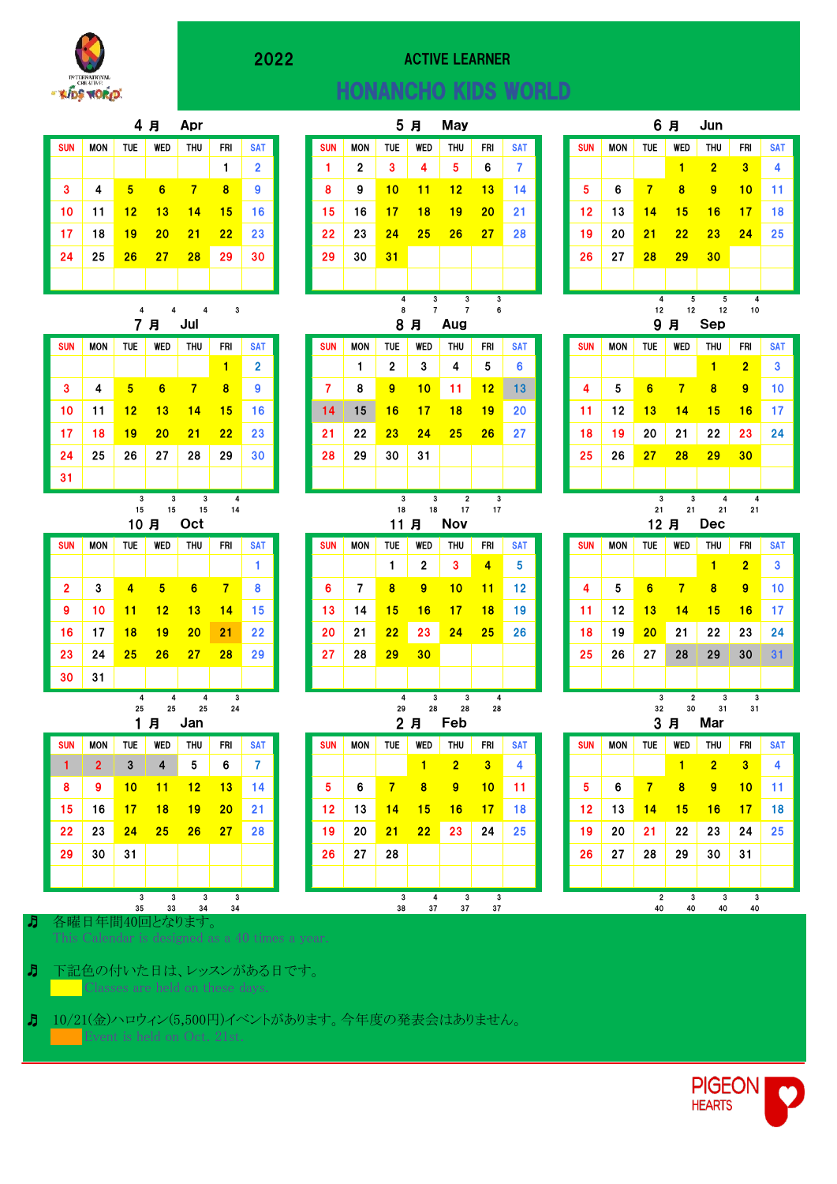# 2022 ACTIVE LEARNER

## HONANCHO KIDS WORLD

### 4 月 Apr

| SUN | MON | TUE | WED | THU | FRI | SAT |
|---|---|---|---|---|---|---|
| | | | | | 1 | 2 |
| 3 | 4 | 5 | 6 | 7 | 8 | 9 |
| 10 | 11 | 12 | 13 | 14 | 15 | 16 |
| 17 | 18 | 19 | 20 | 21 | 22 | 23 |
| 24 | 25 | 26 | 27 | 28 | 29 | 30 |

4 4 4 3

### 5 月 May

| SUN | MON | TUE | WED | THU | FRI | SAT |
|---|---|---|---|---|---|---|
| 1 | 2 | 3 | 4 | 5 | 6 | 7 |
| 8 | 9 | 10 | 11 | 12 | 13 | 14 |
| 15 | 16 | 17 | 18 | 19 | 20 | 21 |
| 22 | 23 | 24 | 25 | 26 | 27 | 28 |
| 29 | 30 | 31 | | | | |

4 3 3 3
8 7 7 6

### 6 月 Jun

| SUN | MON | TUE | WED | THU | FRI | SAT |
|---|---|---|---|---|---|---|
| | | | 1 | 2 | 3 | 4 |
| 5 | 6 | 7 | 8 | 9 | 10 | 11 |
| 12 | 13 | 14 | 15 | 16 | 17 | 18 |
| 19 | 20 | 21 | 22 | 23 | 24 | 25 |
| 26 | 27 | 28 | 29 | 30 | | |

4 5 5 4
12 12 12 10

### 7 月 Jul

| SUN | MON | TUE | WED | THU | FRI | SAT |
|---|---|---|---|---|---|---|
| | | | | | 1 | 2 |
| 3 | 4 | 5 | 6 | 7 | 8 | 9 |
| 10 | 11 | 12 | 13 | 14 | 15 | 16 |
| 17 | 18 | 19 | 20 | 21 | 22 | 23 |
| 24 | 25 | 26 | 27 | 28 | 29 | 30 |
| 31 | | | | | | |

3 3 3 4
15 15 15 14

### 8 月 Aug

| SUN | MON | TUE | WED | THU | FRI | SAT |
|---|---|---|---|---|---|---|
| | 1 | 2 | 3 | 4 | 5 | 6 |
| 7 | 8 | 9 | 10 | 11 | 12 | 13 |
| 14 | 15 | 16 | 17 | 18 | 19 | 20 |
| 21 | 22 | 23 | 24 | 25 | 26 | 27 |
| 28 | 29 | 30 | 31 | | | |

3 3 2 3
18 18 17 17

### 9 月 Sep

| SUN | MON | TUE | WED | THU | FRI | SAT |
|---|---|---|---|---|---|---|
| | | | | 1 | 2 | 3 |
| 4 | 5 | 6 | 7 | 8 | 9 | 10 |
| 11 | 12 | 13 | 14 | 15 | 16 | 17 |
| 18 | 19 | 20 | 21 | 22 | 23 | 24 |
| 25 | 26 | 27 | 28 | 29 | 30 | |

3 3 4 4
21 21 21 21

### 10 月 Oct

| SUN | MON | TUE | WED | THU | FRI | SAT |
|---|---|---|---|---|---|---|
| | | | | | | 1 |
| 2 | 3 | 4 | 5 | 6 | 7 | 8 |
| 9 | 10 | 11 | 12 | 13 | 14 | 15 |
| 16 | 17 | 18 | 19 | 20 | 21 | 22 |
| 23 | 24 | 25 | 26 | 27 | 28 | 29 |
| 30 | 31 | | | | | |

4 4 4 3
25 25 25 24

### 11 月 Nov

| SUN | MON | TUE | WED | THU | FRI | SAT |
|---|---|---|---|---|---|---|
| | | 1 | 2 | 3 | 4 | 5 |
| 6 | 7 | 8 | 9 | 10 | 11 | 12 |
| 13 | 14 | 15 | 16 | 17 | 18 | 19 |
| 20 | 21 | 22 | 23 | 24 | 25 | 26 |
| 27 | 28 | 29 | 30 | | | |

4 3 3 4
29 28 28 28

### 12 月 Dec

| SUN | MON | TUE | WED | THU | FRI | SAT |
|---|---|---|---|---|---|---|
| | | | | 1 | 2 | 3 |
| 4 | 5 | 6 | 7 | 8 | 9 | 10 |
| 11 | 12 | 13 | 14 | 15 | 16 | 17 |
| 18 | 19 | 20 | 21 | 22 | 23 | 24 |
| 25 | 26 | 27 | 28 | 29 | 30 | 31 |

3 2 3 3
32 30 31 31

### 1 月 Jan

| SUN | MON | TUE | WED | THU | FRI | SAT |
|---|---|---|---|---|---|---|
| 1 | 2 | 3 | 4 | 5 | 6 | 7 |
| 8 | 9 | 10 | 11 | 12 | 13 | 14 |
| 15 | 16 | 17 | 18 | 19 | 20 | 21 |
| 22 | 23 | 24 | 25 | 26 | 27 | 28 |
| 29 | 30 | 31 | | | | |

3 3 3 3
35 33 34 34

### 2 月 Feb

| SUN | MON | TUE | WED | THU | FRI | SAT |
|---|---|---|---|---|---|---|
| | | | 1 | 2 | 3 | 4 |
| 5 | 6 | 7 | 8 | 9 | 10 | 11 |
| 12 | 13 | 14 | 15 | 16 | 17 | 18 |
| 19 | 20 | 21 | 22 | 23 | 24 | 25 |
| 26 | 27 | 28 | | | | |

3 4 3 3
38 37 37 37

### 3 月 Mar

| SUN | MON | TUE | WED | THU | FRI | SAT |
|---|---|---|---|---|---|---|
| | | | 1 | 2 | 3 | 4 |
| 5 | 6 | 7 | 8 | 9 | 10 | 11 |
| 12 | 13 | 14 | 15 | 16 | 17 | 18 |
| 19 | 20 | 21 | 22 | 23 | 24 | 25 |
| 26 | 27 | 28 | 29 | 30 | 31 | |

2 3 3 3
40 40 40 40

♬ 各曜日年間40回となります。
This Calendar is designed as a 40 times a year.

♬ 下記色の付いた日は、レッスンがある日です。
Classes are held on these days.

♬ 10/21(金)ハロウィン(5,500円)イベントがあります。今年度の発表会はありません。
Event is held on Oct. 21st.

PIGEON HEARTS